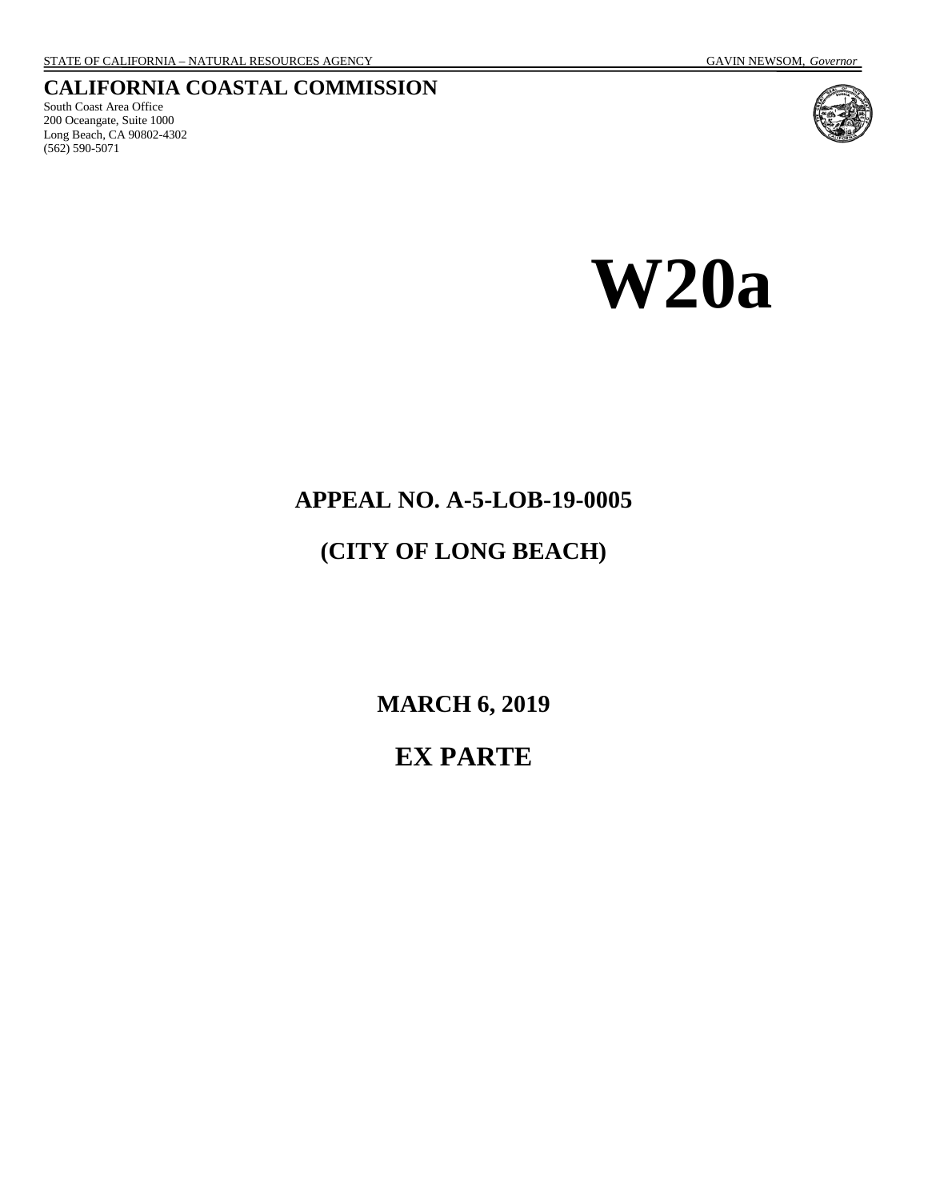STATE OF CALIFORNIA – NATURAL RESOURCES AGENCY GAVIN NEWSOM, *Governor*

**CALIFORNIA COASTAL COMMISSION**
South Coast Area Office
200 Oceangate, Suite 1000
Long Beach, CA 90802-4302
(562) 590-5071

# W20a

## APPEAL NO. A-5-LOB-19-0005

## (CITY OF LONG BEACH)

## MARCH 6, 2019

# EX PARTE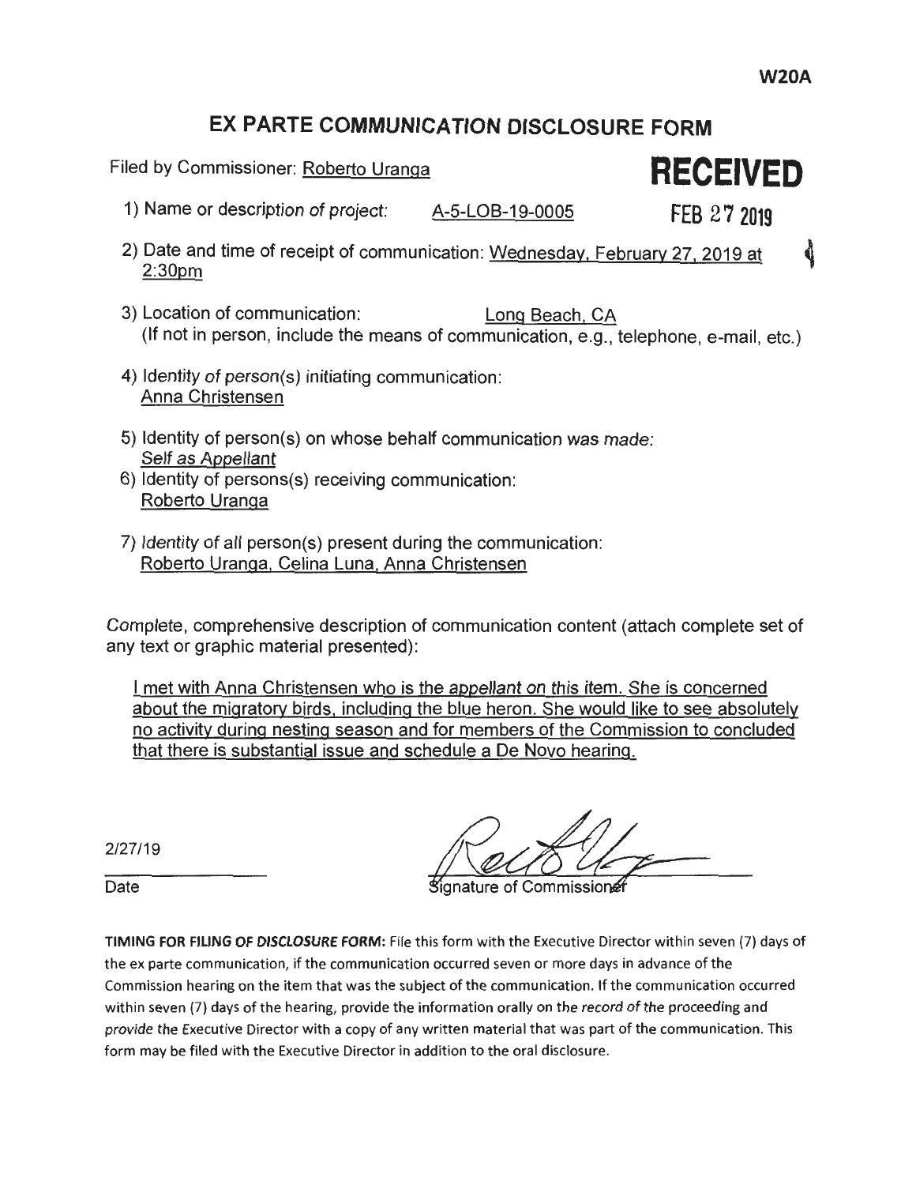**W20A**

# EX PARTE COMMUNICATION DISCLOSURE FORM

Filed by Commissioner: Roberto Uranga

**RECEIVED**

**FEB 27 2019**

1) Name or description of project: A-5-LOB-19-0005

2) Date and time of receipt of communication: Wednesday, February 27, 2019 at 2:30pm

3) Location of communication: Long Beach, CA
(If not in person, include the means of communication, e.g., telephone, e-mail, etc.)

4) Identity of person(s) initiating communication:
Anna Christensen

5) Identity of person(s) on whose behalf communication was made:
Self as Appellant

6) Identity of persons(s) receiving communication:
Roberto Uranga

7) Identity of all person(s) present during the communication:
Roberto Uranga, Celina Luna, Anna Christensen

Complete, comprehensive description of communication content (attach complete set of any text or graphic material presented):

I met with Anna Christensen who is the appellant on this item. She is concerned about the migratory birds, including the blue heron. She would like to see absolutely no activity during nesting season and for members of the Commission to concluded that there is substantial issue and schedule a De Novo hearing.

2/27/19

Date

Signature of Commissioner

**TIMING FOR FILING OF DISCLOSURE FORM:** File this form with the Executive Director within seven (7) days of the ex parte communication, if the communication occurred seven or more days in advance of the Commission hearing on the item that was the subject of the communication. If the communication occurred within seven (7) days of the hearing, provide the information orally on the record of the proceeding and provide the Executive Director with a copy of any written material that was part of the communication. This form may be filed with the Executive Director in addition to the oral disclosure.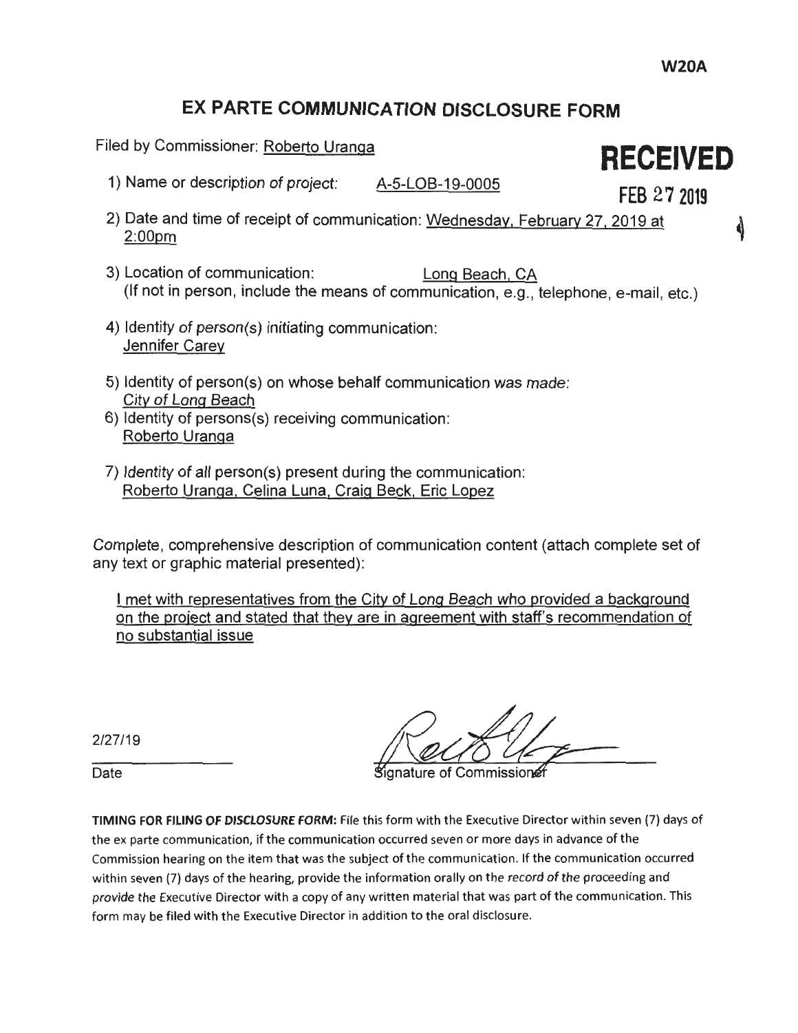W20A

# EX PARTE COMMUNICATION DISCLOSURE FORM

Filed by Commissioner: Roberto Uranga

**RECEIVED**

**FEB 27 2019**

1) Name or description of project: A-5-LOB-19-0005

2) Date and time of receipt of communication: Wednesday, February 27, 2019 at 2:00pm

3) Location of communication: Long Beach, CA
(If not in person, include the means of communication, e.g., telephone, e-mail, etc.)

4) Identity of person(s) initiating communication:
Jennifer Carey

5) Identity of person(s) on whose behalf communication was made:
City of Long Beach

6) Identity of persons(s) receiving communication:
Roberto Uranga

7) Identity of all person(s) present during the communication:
Roberto Uranga, Celina Luna, Craig Beck, Eric Lopez

Complete, comprehensive description of communication content (attach complete set of any text or graphic material presented):

I met with representatives from the City of Long Beach who provided a background on the project and stated that they are in agreement with staff's recommendation of no substantial issue

2/27/19

Date

Signature of Commissioner

**TIMING FOR FILING OF DISCLOSURE FORM:** File this form with the Executive Director within seven (7) days of the ex parte communication, if the communication occurred seven or more days in advance of the Commission hearing on the item that was the subject of the communication. If the communication occurred within seven (7) days of the hearing, provide the information orally on the record of the proceeding and provide the Executive Director with a copy of any written material that was part of the communication. This form may be filed with the Executive Director in addition to the oral disclosure.